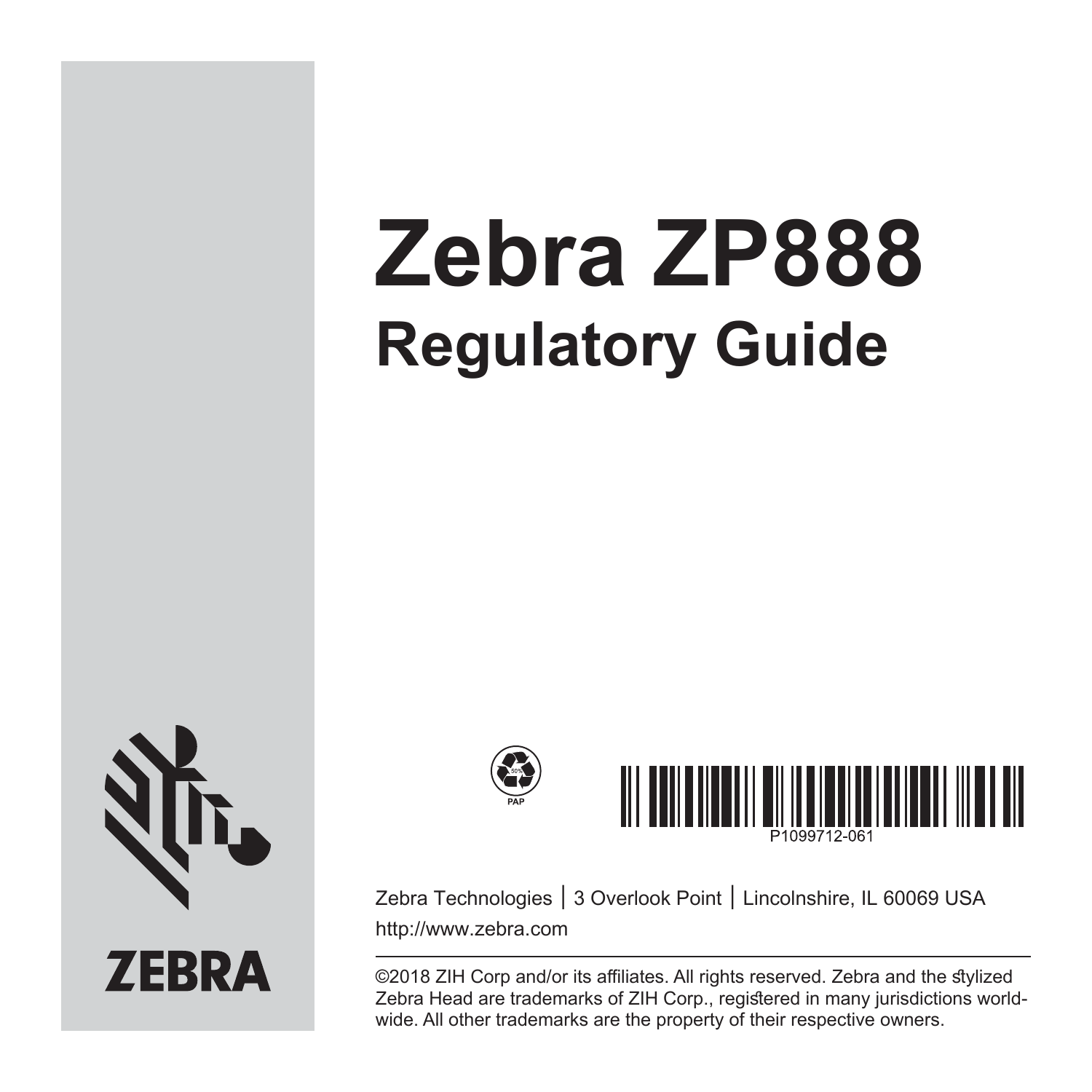# Zebra ZP888

## Regulatory Guide

ZEBRA

PAP

P1099712-061

Zebra Technologies | 3 Overlook Point | Lincolnshire, IL 60069 USA

http://www.zebra.com

©2018 ZIH Corp and/or its affiliates. All rights reserved. Zebra and the stylized Zebra Head are trademarks of ZIH Corp., registered in many jurisdictions worldwide. All other trademarks are the property of their respective owners.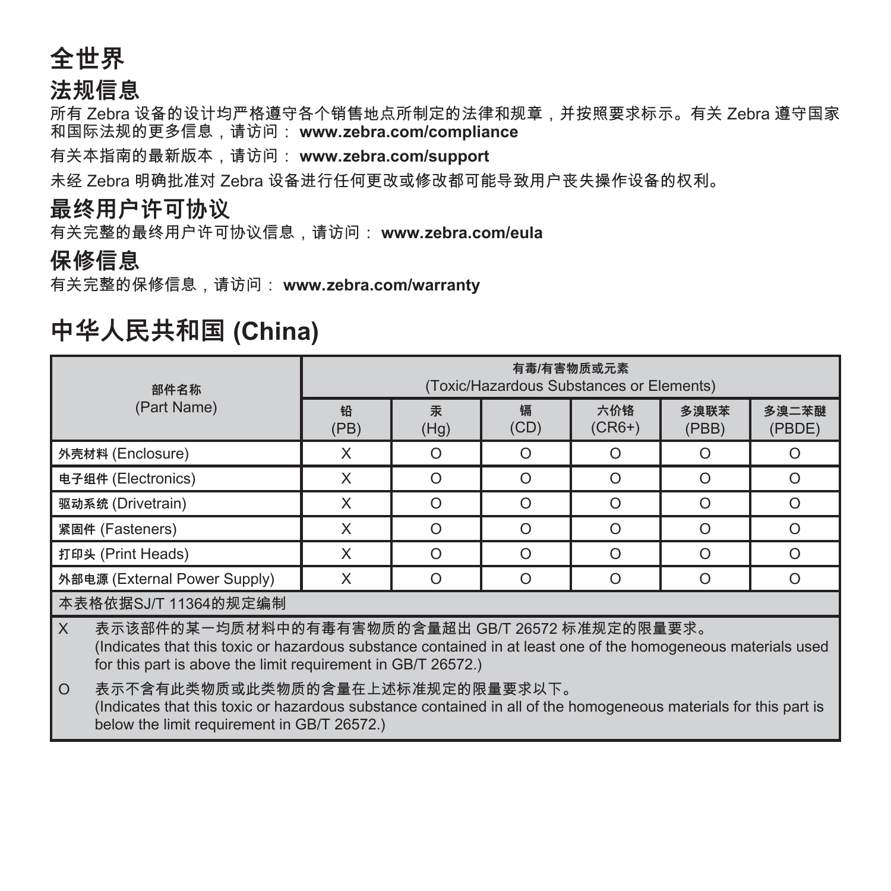# 全世界

## 法规信息

所有 Zebra 设备的设计均严格遵守各个销售地点所制定的法律和规章，并按照要求标示。有关 Zebra 遵守国家和国际法规的更多信息，请访问： **www.zebra.com/compliance**

有关本指南的最新版本，请访问： **www.zebra.com/support**

未经 Zebra 明确批准对 Zebra 设备进行任何更改或修改都可能导致用户丧失操作设备的权利。

## 最终用户许可协议

有关完整的最终用户许可协议信息，请访问： **www.zebra.com/eula**

## 保修信息

有关完整的保修信息，请访问： **www.zebra.com/warranty**

# 中华人民共和国 (China)

| 部件名称 (Part Name) | 有毒/有害物质或元素 (Toxic/Hazardous Substances or Elements) | | | | | |
|---|---|---|---|---|---|---|
| | 铅 (PB) | 汞 (Hg) | 镉 (CD) | 六价铬 (CR6+) | 多溴联苯 (PBB) | 多溴二苯醚 (PBDE) |
| 外壳材料 (Enclosure) | X | O | O | O | O | O |
| 电子组件 (Electronics) | X | O | O | O | O | O |
| 驱动系统 (Drivetrain) | X | O | O | O | O | O |
| 紧固件 (Fasteners) | X | O | O | O | O | O |
| 打印头 (Print Heads) | X | O | O | O | O | O |
| 外部电源 (External Power Supply) | X | O | O | O | O | O |
| 本表格依据SJ/T 11364的规定编制 | | | | | | |
| X 表示该部件的某一均质材料中的有毒有害物质的含量超出 GB/T 26572 标准规定的限量要求。(Indicates that this toxic or hazardous substance contained in at least one of the homogeneous materials used for this part is above the limit requirement in GB/T 26572.) | | | | | | |
| O 表示不含有此类物质或此类物质的含量在上述标准规定的限量要求以下。(Indicates that this toxic or hazardous substance contained in all of the homogeneous materials for this part is below the limit requirement in GB/T 26572.) | | | | | | |